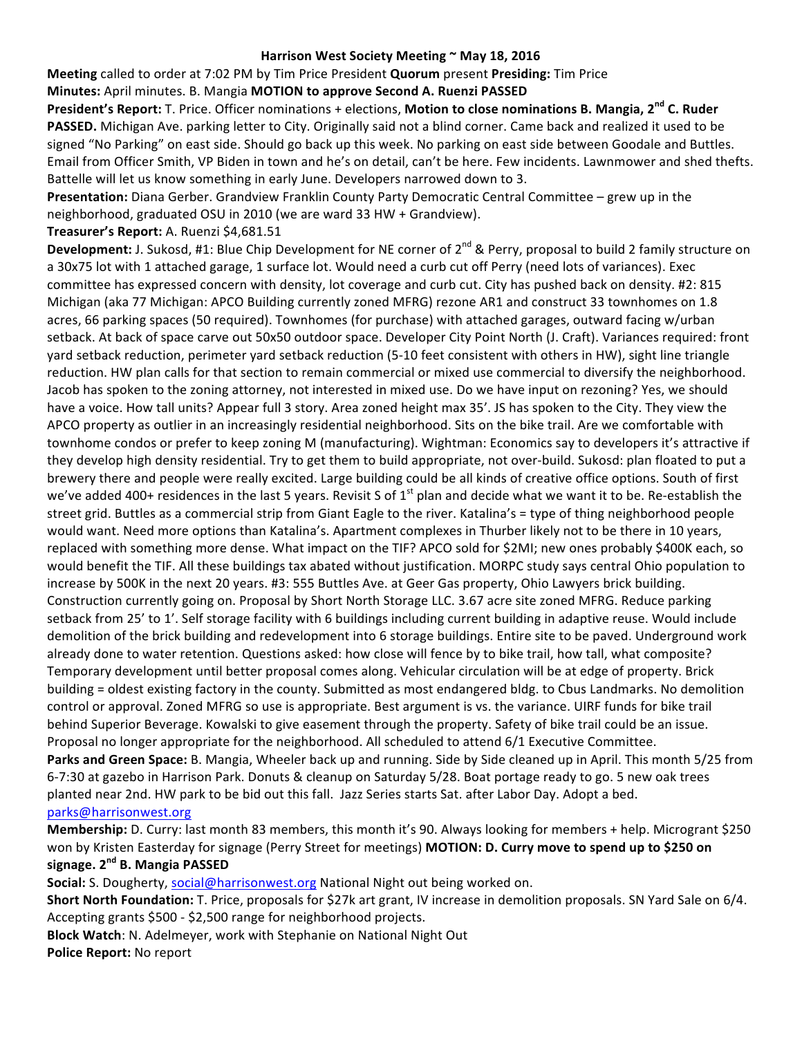**Harrison West Society Meeting ~ May 18, 2016**

**Meeting** called to order at 7:02 PM by Tim Price President **Quorum** present **Presiding:** Tim Price

**Minutes:** April minutes. B. Mangia **MOTION to approve Second A. Ruenzi PASSED**

**President's Report:** T. Price. Officer nominations + elections, **Motion to close nominations B. Mangia, 2nd C. Ruder PASSED.** Michigan Ave. parking letter to City. Originally said not a blind corner. Came back and realized it used to be signed "No Parking" on east side. Should go back up this week. No parking on east side between Goodale and Buttles. Email from Officer Smith, VP Biden in town and he's on detail, can't be here. Few incidents. Lawnmower and shed thefts. Battelle will let us know something in early June. Developers narrowed down to 3.

**Presentation:** Diana Gerber. Grandview Franklin County Party Democratic Central Committee – grew up in the neighborhood, graduated OSU in 2010 (we are ward 33 HW + Grandview).

**Treasurer's Report:** A. Ruenzi $4,681.51

**Development:** J. Sukosd, #1: Blue Chip Development for NE corner of 2nd & Perry, proposal to build 2 family structure on a 30x75 lot with 1 attached garage, 1 surface lot. Would need a curb cut off Perry (need lots of variances). Exec committee has expressed concern with density, lot coverage and curb cut. City has pushed back on density. #2: 815 Michigan (aka 77 Michigan: APCO Building currently zoned MFRG) rezone AR1 and construct 33 townhomes on 1.8 acres, 66 parking spaces (50 required). Townhomes (for purchase) with attached garages, outward facing w/urban setback. At back of space carve out 50x50 outdoor space. Developer City Point North (J. Craft). Variances required: front yard setback reduction, perimeter yard setback reduction (5-10 feet consistent with others in HW), sight line triangle reduction. HW plan calls for that section to remain commercial or mixed use commercial to diversify the neighborhood. Jacob has spoken to the zoning attorney, not interested in mixed use. Do we have input on rezoning? Yes, we should have a voice. How tall units? Appear full 3 story. Area zoned height max 35'. JS has spoken to the City. They view the APCO property as outlier in an increasingly residential neighborhood. Sits on the bike trail. Are we comfortable with townhome condos or prefer to keep zoning M (manufacturing). Wightman: Economics say to developers it's attractive if they develop high density residential. Try to get them to build appropriate, not over-build. Sukosd: plan floated to put a brewery there and people were really excited. Large building could be all kinds of creative office options. South of first we've added 400+ residences in the last 5 years. Revisit S of 1st plan and decide what we want it to be. Re-establish the street grid. Buttles as a commercial strip from Giant Eagle to the river. Katalina's = type of thing neighborhood people would want. Need more options than Katalina's. Apartment complexes in Thurber likely not to be there in 10 years, replaced with something more dense. What impact on the TIF? APCO sold for $2MI; new ones probably $400K each, so would benefit the TIF. All these buildings tax abated without justification. MORPC study says central Ohio population to increase by 500K in the next 20 years. #3: 555 Buttles Ave. at Geer Gas property, Ohio Lawyers brick building. Construction currently going on. Proposal by Short North Storage LLC. 3.67 acre site zoned MFRG. Reduce parking setback from 25' to 1'. Self storage facility with 6 buildings including current building in adaptive reuse. Would include demolition of the brick building and redevelopment into 6 storage buildings. Entire site to be paved. Underground work already done to water retention. Questions asked: how close will fence by to bike trail, how tall, what composite? Temporary development until better proposal comes along. Vehicular circulation will be at edge of property. Brick building = oldest existing factory in the county. Submitted as most endangered bldg. to Cbus Landmarks. No demolition control or approval. Zoned MFRG so use is appropriate. Best argument is vs. the variance. UIRF funds for bike trail behind Superior Beverage. Kowalski to give easement through the property. Safety of bike trail could be an issue. Proposal no longer appropriate for the neighborhood. All scheduled to attend 6/1 Executive Committee.

**Parks and Green Space:** B. Mangia, Wheeler back up and running. Side by Side cleaned up in April. This month 5/25 from 6-7:30 at gazebo in Harrison Park. Donuts & cleanup on Saturday 5/28. Boat portage ready to go. 5 new oak trees planted near 2nd. HW park to be bid out this fall. Jazz Series starts Sat. after Labor Day. Adopt a bed. parks@harrisonwest.org

**Membership:** D. Curry: last month 83 members, this month it's 90. Always looking for members + help. Microgrant $250 won by Kristen Easterday for signage (Perry Street for meetings) **MOTION: D. Curry move to spend up to $250 on signage. 2nd B. Mangia PASSED**

**Social:** S. Dougherty, social@harrisonwest.org National Night out being worked on.

**Short North Foundation:** T. Price, proposals for $27k art grant, IV increase in demolition proposals. SN Yard Sale on 6/4. Accepting grants $500 - $2,500 range for neighborhood projects.

**Block Watch**: N. Adelmeyer, work with Stephanie on National Night Out

**Police Report:** No report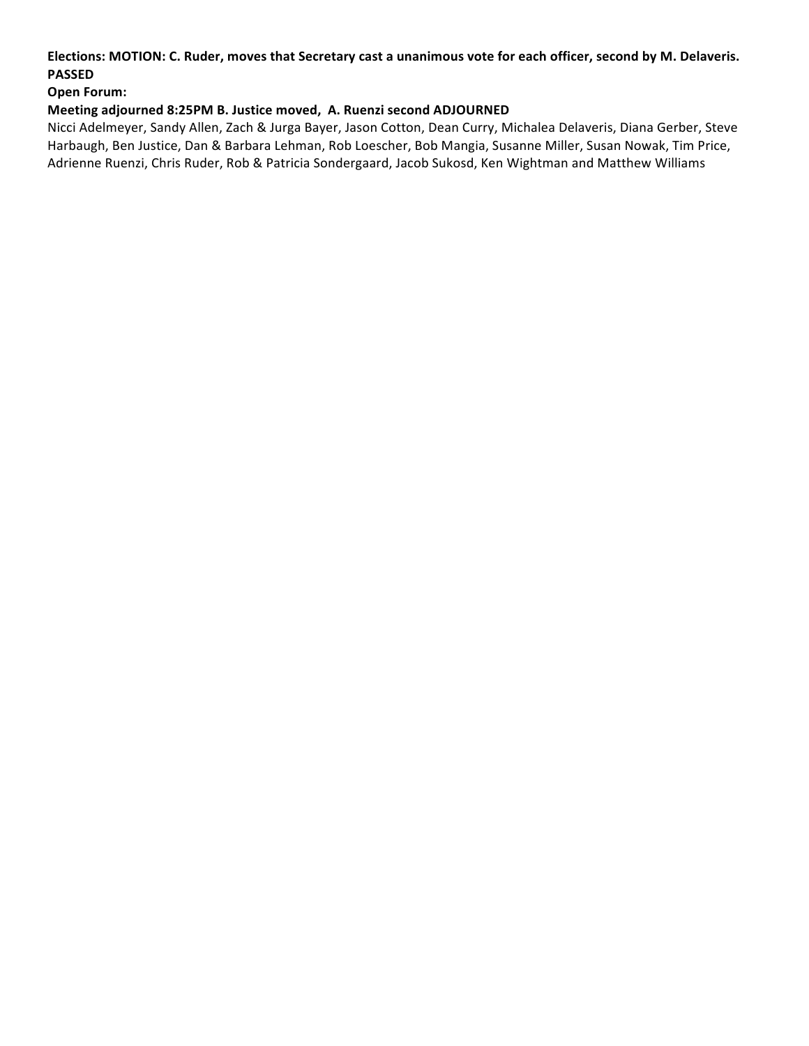**Elections: MOTION: C. Ruder, moves that Secretary cast a unanimous vote for each officer, second by M. Delaveris. PASSED**

**Open Forum:**

**Meeting adjourned 8:25PM B. Justice moved, A. Ruenzi second ADJOURNED**

Nicci Adelmeyer, Sandy Allen, Zach & Jurga Bayer, Jason Cotton, Dean Curry, Michalea Delaveris, Diana Gerber, Steve Harbaugh, Ben Justice, Dan & Barbara Lehman, Rob Loescher, Bob Mangia, Susanne Miller, Susan Nowak, Tim Price, Adrienne Ruenzi, Chris Ruder, Rob & Patricia Sondergaard, Jacob Sukosd, Ken Wightman and Matthew Williams